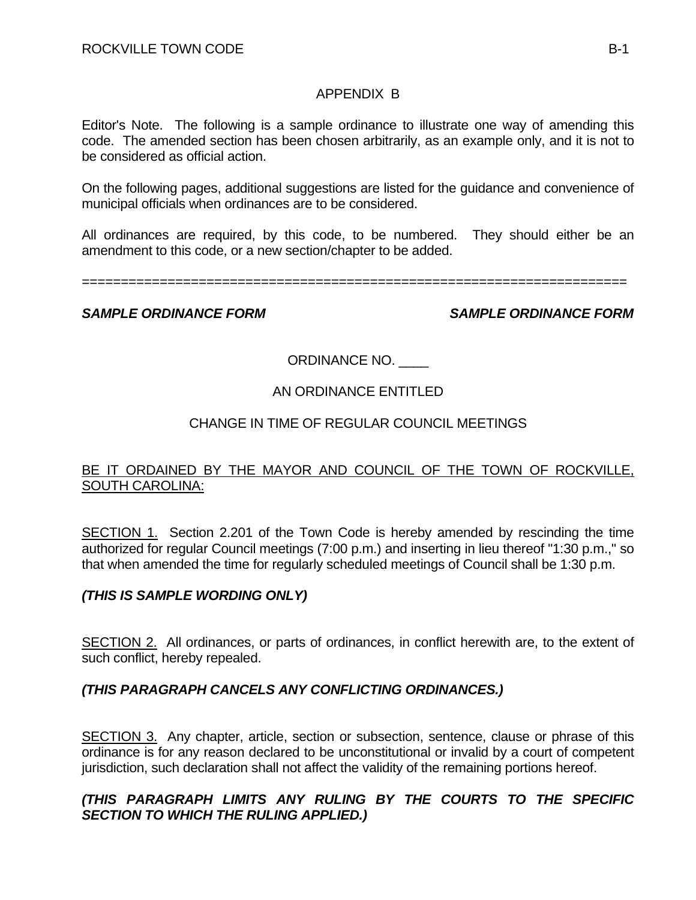# APPENDIX B

Editor's Note. The following is a sample ordinance to illustrate one way of amending this code. The amended section has been chosen arbitrarily, as an example only, and it is not to be considered as official action.

On the following pages, additional suggestions are listed for the guidance and convenience of municipal officials when ordinances are to be considered.

All ordinances are required, by this code, to be numbered. They should either be an amendment to this code, or a new section/chapter to be added.

======================================================================

***SAMPLE ORDINANCE FORM*** ***SAMPLE ORDINANCE FORM***

ORDINANCE NO. ____

AN ORDINANCE ENTITLED

CHANGE IN TIME OF REGULAR COUNCIL MEETINGS

BE IT ORDAINED BY THE MAYOR AND COUNCIL OF THE TOWN OF ROCKVILLE, SOUTH CAROLINA:

SECTION 1. Section 2.201 of the Town Code is hereby amended by rescinding the time authorized for regular Council meetings (7:00 p.m.) and inserting in lieu thereof "1:30 p.m.," so that when amended the time for regularly scheduled meetings of Council shall be 1:30 p.m.

***(THIS IS SAMPLE WORDING ONLY)***

SECTION 2. All ordinances, or parts of ordinances, in conflict herewith are, to the extent of such conflict, hereby repealed.

***(THIS PARAGRAPH CANCELS ANY CONFLICTING ORDINANCES.)***

SECTION 3. Any chapter, article, section or subsection, sentence, clause or phrase of this ordinance is for any reason declared to be unconstitutional or invalid by a court of competent jurisdiction, such declaration shall not affect the validity of the remaining portions hereof.

***(THIS PARAGRAPH LIMITS ANY RULING BY THE COURTS TO THE SPECIFIC SECTION TO WHICH THE RULING APPLIED.)***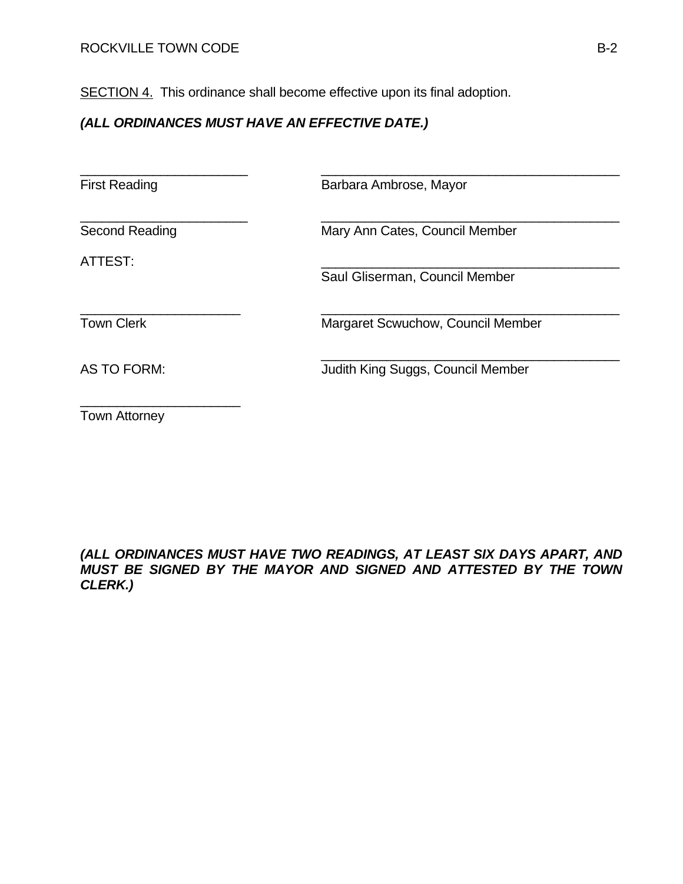SECTION 4. This ordinance shall become effective upon its final adoption.

***(ALL ORDINANCES MUST HAVE AN EFFECTIVE DATE.)***

| | |
|---|---|
| ______________________ First Reading | ________________________________________ Barbara Ambrose, Mayor |
| ______________________ Second Reading | ________________________________________ Mary Ann Cates, Council Member |
| ATTEST: | ________________________________________ Saul Gliserman, Council Member |
| ______________________ Town Clerk | ________________________________________ Margaret Scwuchow, Council Member |
| AS TO FORM: | ________________________________________ Judith King Suggs, Council Member |
| ______________________ Town Attorney | |

***(ALL ORDINANCES MUST HAVE TWO READINGS, AT LEAST SIX DAYS APART, AND MUST BE SIGNED BY THE MAYOR AND SIGNED AND ATTESTED BY THE TOWN CLERK.)***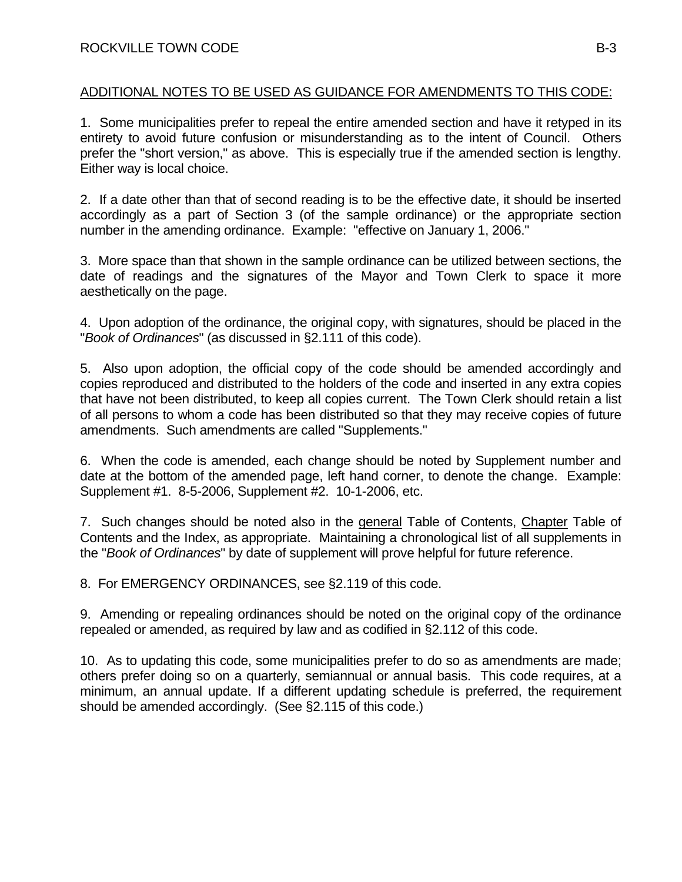ADDITIONAL NOTES TO BE USED AS GUIDANCE FOR AMENDMENTS TO THIS CODE:

1. Some municipalities prefer to repeal the entire amended section and have it retyped in its entirety to avoid future confusion or misunderstanding as to the intent of Council. Others prefer the "short version," as above. This is especially true if the amended section is lengthy. Either way is local choice.

2. If a date other than that of second reading is to be the effective date, it should be inserted accordingly as a part of Section 3 (of the sample ordinance) or the appropriate section number in the amending ordinance. Example: "effective on January 1, 2006."

3. More space than that shown in the sample ordinance can be utilized between sections, the date of readings and the signatures of the Mayor and Town Clerk to space it more aesthetically on the page.

4. Upon adoption of the ordinance, the original copy, with signatures, should be placed in the "*Book of Ordinances*" (as discussed in §2.111 of this code).

5. Also upon adoption, the official copy of the code should be amended accordingly and copies reproduced and distributed to the holders of the code and inserted in any extra copies that have not been distributed, to keep all copies current. The Town Clerk should retain a list of all persons to whom a code has been distributed so that they may receive copies of future amendments. Such amendments are called "Supplements."

6. When the code is amended, each change should be noted by Supplement number and date at the bottom of the amended page, left hand corner, to denote the change. Example: Supplement #1. 8-5-2006, Supplement #2. 10-1-2006, etc.

7. Such changes should be noted also in the general Table of Contents, Chapter Table of Contents and the Index, as appropriate. Maintaining a chronological list of all supplements in the "*Book of Ordinances*" by date of supplement will prove helpful for future reference.

8. For EMERGENCY ORDINANCES, see §2.119 of this code.

9. Amending or repealing ordinances should be noted on the original copy of the ordinance repealed or amended, as required by law and as codified in §2.112 of this code.

10. As to updating this code, some municipalities prefer to do so as amendments are made; others prefer doing so on a quarterly, semiannual or annual basis. This code requires, at a minimum, an annual update. If a different updating schedule is preferred, the requirement should be amended accordingly. (See §2.115 of this code.)